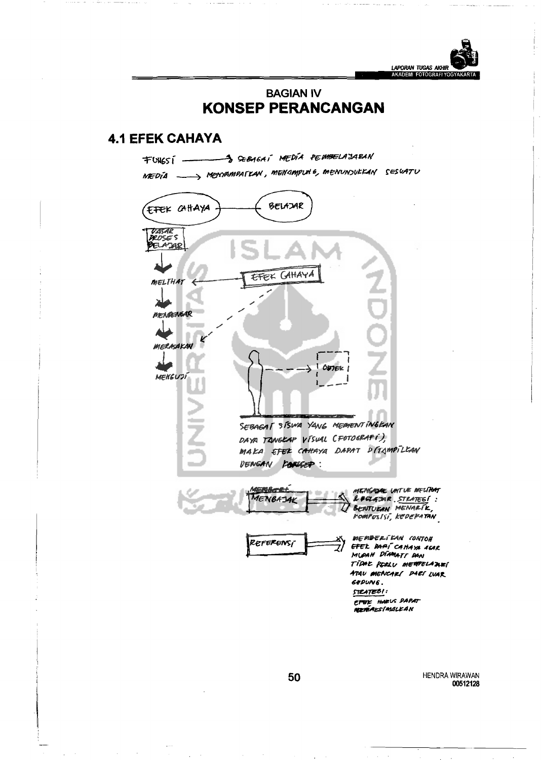# BAGIAN IV
# KONSEP PERANCANGAN

## 4.1 EFEK CAHAYA

FUNGSI ——→ SEBAGAI MEDIA PEMBELAJARAN

MEDIA ——→ MENYAMPAIKAN, MENAMPUNG, MENUNJUKKAN SESUATU

EFEK CAHAYA —— BELAJAR

DASAR PROSES BELAJAR

- MELIHAT ← EFEK CAHAYA
- MENDENGAR
- MERASAKAN
- MENGUJI

OBJEK

SEBAGAI SISWA YANG MEMENTINGKAN DAYA TANGKAP VISUAL (FOTOGRAFI), MAKA EFEK CAHAYA DAPAT DITAMPILKAN DENGAN KONSEP :

MEMBAJAK ⟹ MENGAJAK UNTUK MELIHAT & BELAJAR. STRATEGI : BENTUKAN MENARIK, KOMPOSISI, KEDEKATAN.

REFERENSI ⟹ MEMBERIKAN CONTOH EFEK DARI CAHAYA AGAR MUDAH DIAMATI DAN TIDAK PERLU MEMPELAJARI ATAU MENCARI DARI LUAR GEDUNG.

STRATEGI:

EFEK HARUS DAPAT MEMAKSIMALKAN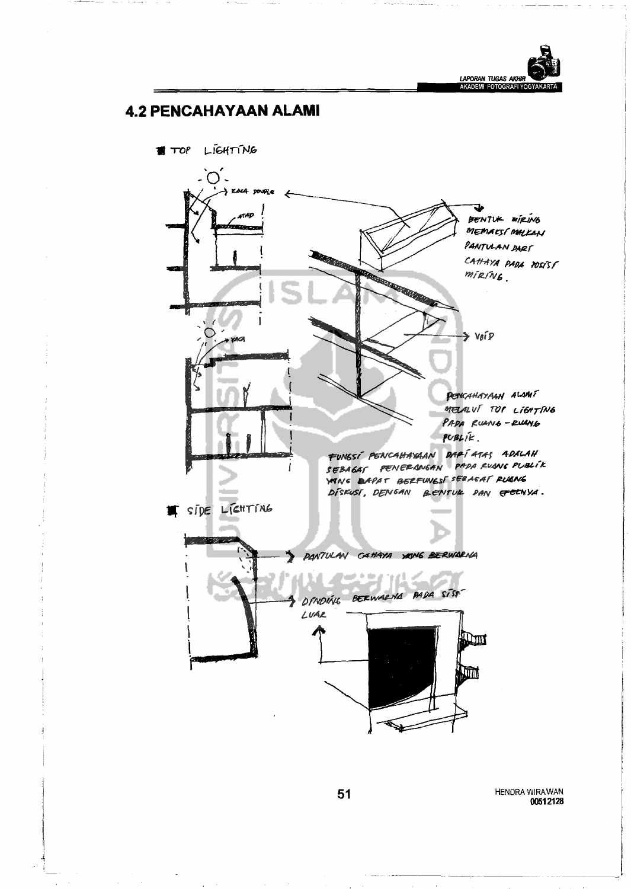## 4.2 PENCAHAYAAN ALAMI

■ TOP LIGHTING

KACA DOUBLE

ATAP

BENTUK MIRING MEMAKSIMALKAN PANTULAN DARI CAHAYA PADA POSISI MIRING.

KACA

VOID

PENCAHAYAAN ALAMI MELALUI TOP LIGHTING PADA RUANG-RUANG PUBLIK.

FUNGSI PENCAHAYAAN DARI ATAS ADALAH SEBAGAI PENERANGAN PADA RUANG PUBLIK YANG DAPAT BERFUNGSI SEBAGAI RUANG DISKUSI, DENGAN BENTUK DAN EFEKNYA.

■ SIDE LIGHTING

PANTULAN CAHAYA YANG BERWARNA

DINDING BERWARNA PADA SISI LUAR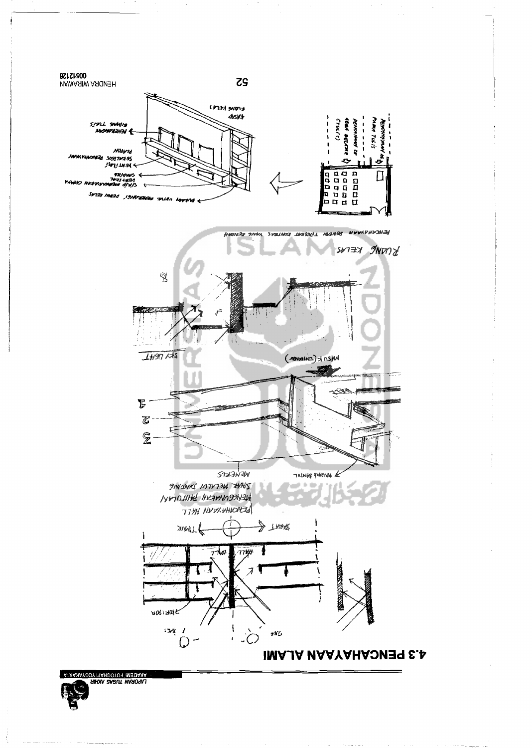# 4.3 PENCAHAYAAN ALAMI

PENCAHAYAAN HALL MENGGUNAKAN PANTULAN SINAR MELALUI DINDING

TIMUR — BARAT

HALL — KORIDOR

MENERUS

DINDING MANTEL

SKY LIGHT

MASUK (ENTRANCE)

RUANG KELAS

PENCAHAYAAN DENGAN TINGKAT KONTRAS YANG RENDAH

PENCAHAYAAN KE PAPAN TULIS

PENCAHAYAAN KE AREA BELAJAR (TULIS)

BUKAAN UNTUK MENERANGI DEPAN KELAS

SIRIP PEMBIASAN CAHAYA VERTIKAL SAMPING

VENTILASI SEKALIGUS PENCAHAYAAN PLAFON

PENERANGAN BIDANG TULIS

FASAD RUANG KELAS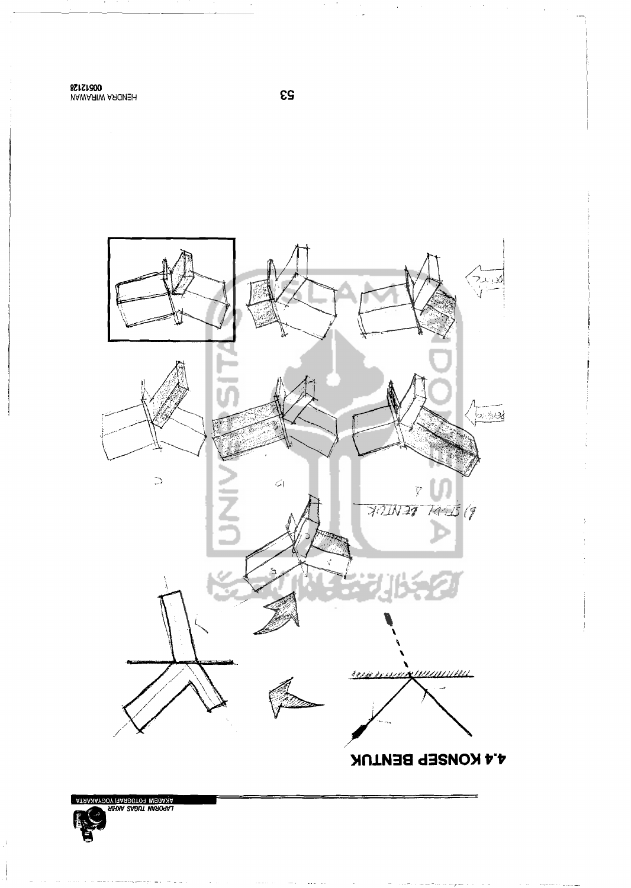# 4.4 KONSEP BENTUK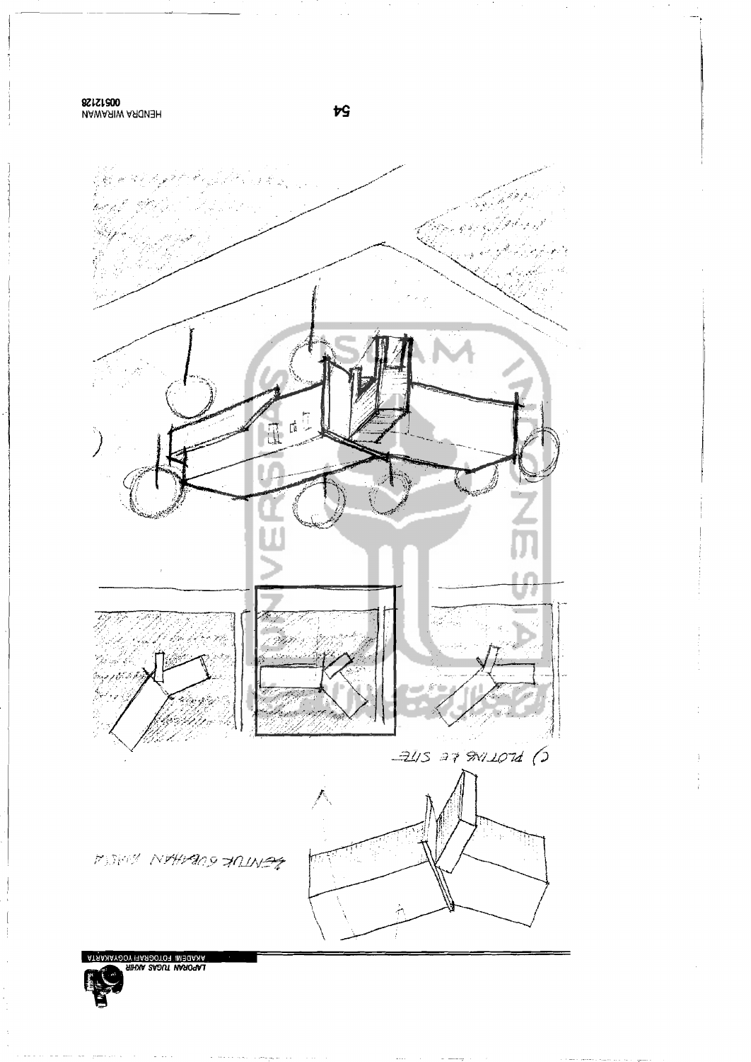BENTUK GUBAHAN MASSA

c) PLOTING KE SITE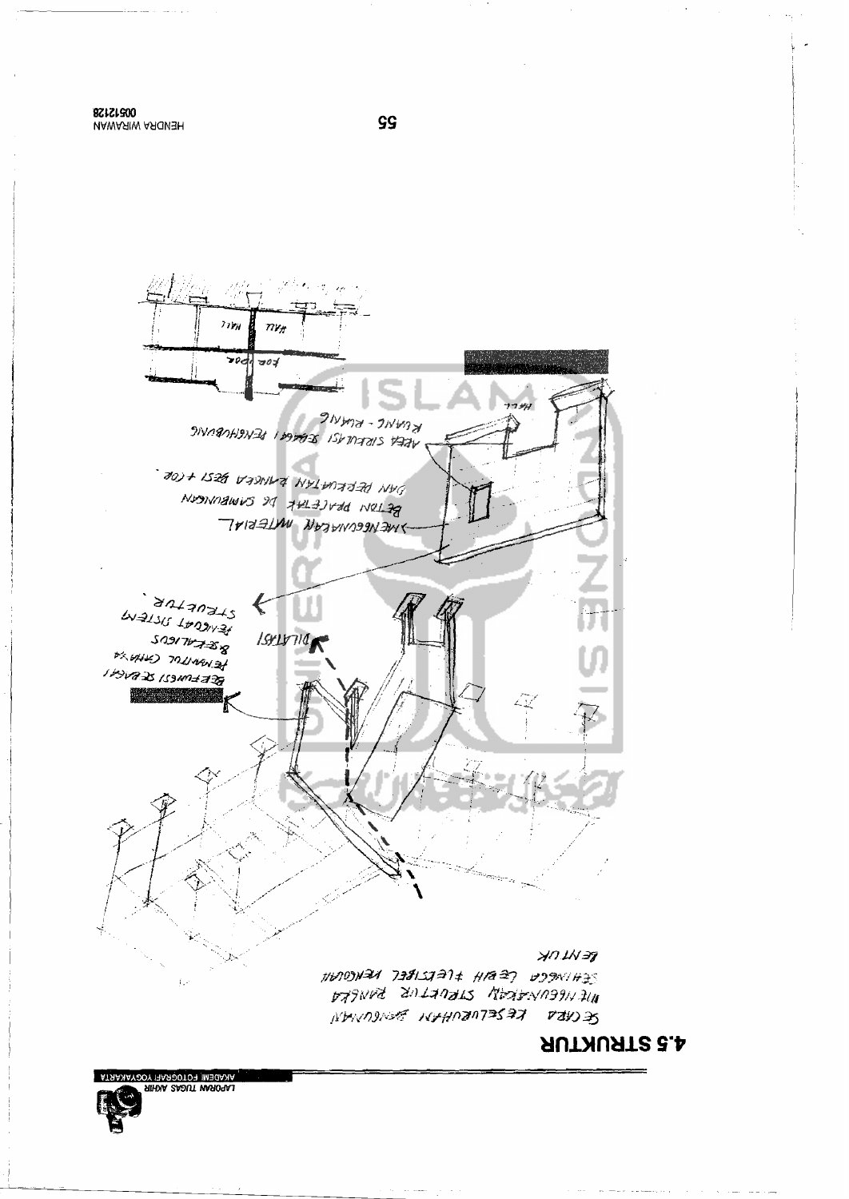## 4.5 STRUKTUR

SECARA KESELURUHAN BANGUNAN MENGGUNAKAN STRUKTUR RANGKA SEHINGGA LEBIH FLEKSIBEL MENGOLAH BENTUK

BERFUNGSI SEBAGAI PEMANTUL CAHAYA & SEKALIGUS PENGUAT SISTEM STRUKTUR.

DILATASI

MENGGUNAKAN MATERIAL BETON PRACETAK DG SAMBUNGAN DAN PERKUATAN RANGKA BESI + COR.

AREA SIRKULASI SEBAGAI PENGHUBUNG RUANG - RUANG

WALL

WALL

WALL

FOR POOL